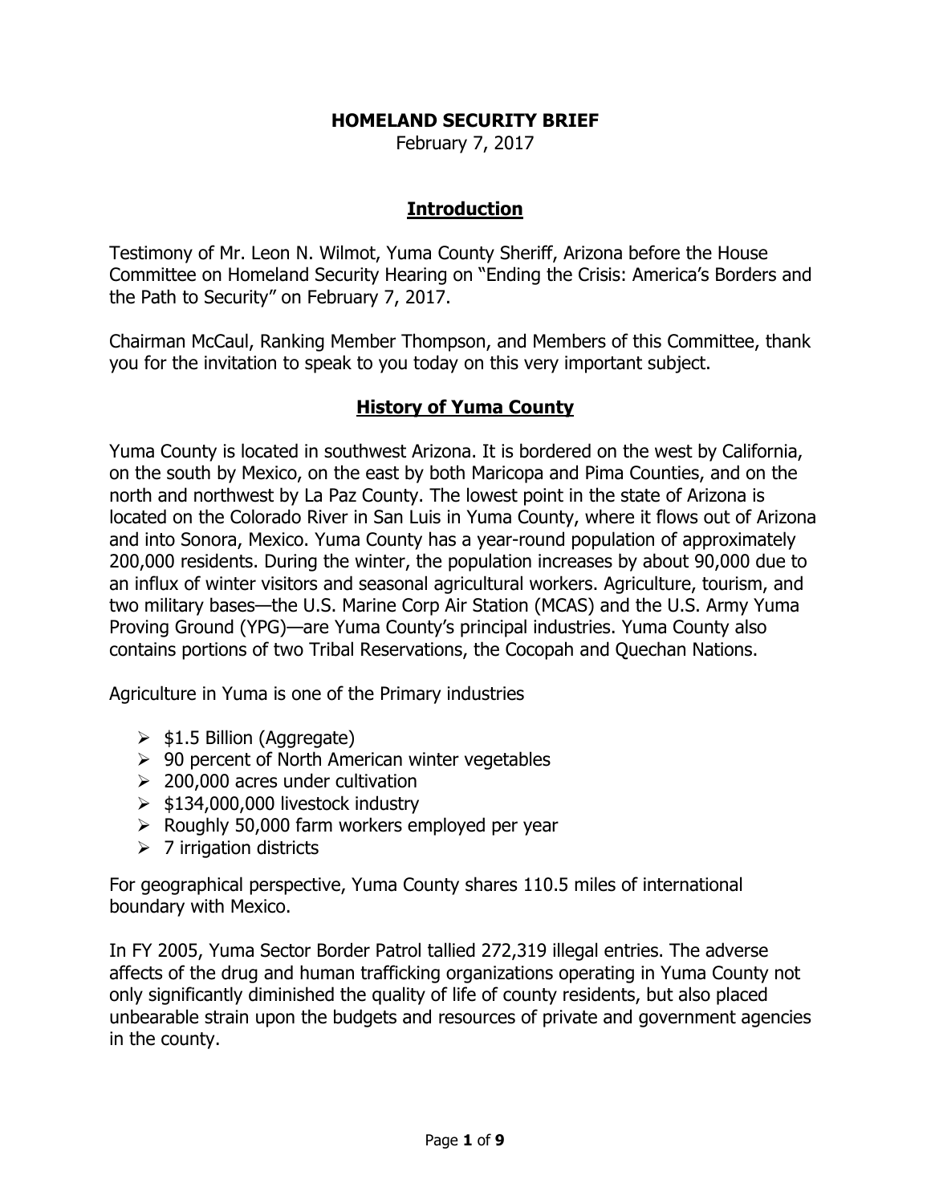# HOMELAND SECURITY BRIEF

February 7, 2017

## Introduction

Testimony of Mr. Leon N. Wilmot, Yuma County Sheriff, Arizona before the House Committee on Homeland Security Hearing on "Ending the Crisis: America's Borders and the Path to Security" on February 7, 2017.

Chairman McCaul, Ranking Member Thompson, and Members of this Committee, thank you for the invitation to speak to you today on this very important subject.

## History of Yuma County

Yuma County is located in southwest Arizona. It is bordered on the west by California, on the south by Mexico, on the east by both Maricopa and Pima Counties, and on the north and northwest by La Paz County. The lowest point in the state of Arizona is located on the Colorado River in San Luis in Yuma County, where it flows out of Arizona and into Sonora, Mexico. Yuma County has a year-round population of approximately 200,000 residents. During the winter, the population increases by about 90,000 due to an influx of winter visitors and seasonal agricultural workers. Agriculture, tourism, and two military bases—the U.S. Marine Corp Air Station (MCAS) and the U.S. Army Yuma Proving Ground (YPG)—are Yuma County's principal industries. Yuma County also contains portions of two Tribal Reservations, the Cocopah and Quechan Nations.

Agriculture in Yuma is one of the Primary industries

- $1.5 Billion (Aggregate)
- 90 percent of North American winter vegetables
- 200,000 acres under cultivation
- $134,000,000 livestock industry
- Roughly 50,000 farm workers employed per year
- 7 irrigation districts

For geographical perspective, Yuma County shares 110.5 miles of international boundary with Mexico.

In FY 2005, Yuma Sector Border Patrol tallied 272,319 illegal entries. The adverse affects of the drug and human trafficking organizations operating in Yuma County not only significantly diminished the quality of life of county residents, but also placed unbearable strain upon the budgets and resources of private and government agencies in the county.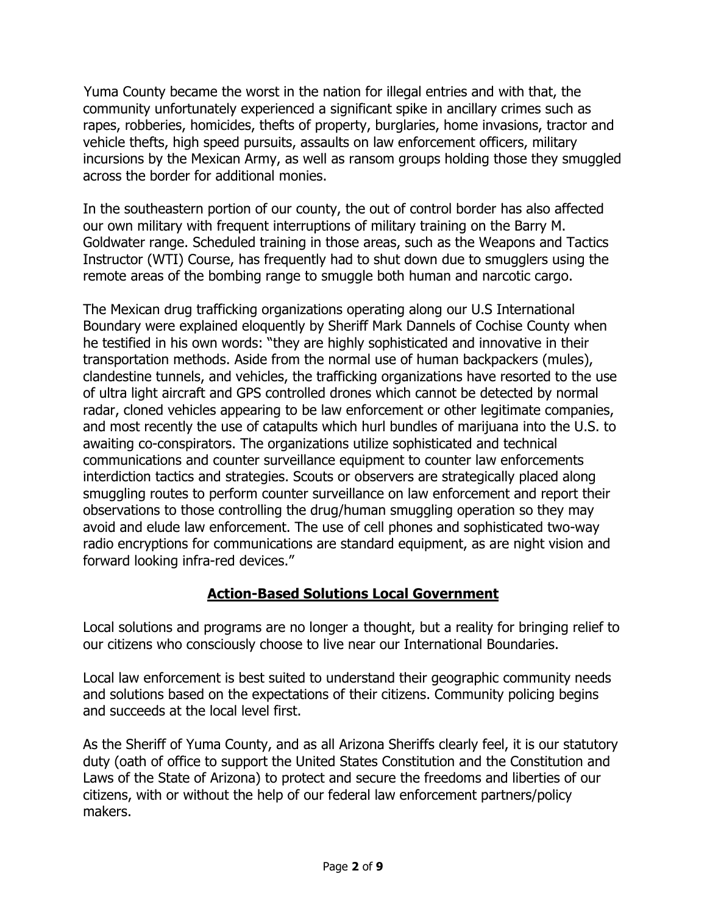Yuma County became the worst in the nation for illegal entries and with that, the community unfortunately experienced a significant spike in ancillary crimes such as rapes, robberies, homicides, thefts of property, burglaries, home invasions, tractor and vehicle thefts, high speed pursuits, assaults on law enforcement officers, military incursions by the Mexican Army, as well as ransom groups holding those they smuggled across the border for additional monies.

In the southeastern portion of our county, the out of control border has also affected our own military with frequent interruptions of military training on the Barry M. Goldwater range. Scheduled training in those areas, such as the Weapons and Tactics Instructor (WTI) Course, has frequently had to shut down due to smugglers using the remote areas of the bombing range to smuggle both human and narcotic cargo.

The Mexican drug trafficking organizations operating along our U.S International Boundary were explained eloquently by Sheriff Mark Dannels of Cochise County when he testified in his own words: "they are highly sophisticated and innovative in their transportation methods. Aside from the normal use of human backpackers (mules), clandestine tunnels, and vehicles, the trafficking organizations have resorted to the use of ultra light aircraft and GPS controlled drones which cannot be detected by normal radar, cloned vehicles appearing to be law enforcement or other legitimate companies, and most recently the use of catapults which hurl bundles of marijuana into the U.S. to awaiting co-conspirators. The organizations utilize sophisticated and technical communications and counter surveillance equipment to counter law enforcements interdiction tactics and strategies. Scouts or observers are strategically placed along smuggling routes to perform counter surveillance on law enforcement and report their observations to those controlling the drug/human smuggling operation so they may avoid and elude law enforcement. The use of cell phones and sophisticated two-way radio encryptions for communications are standard equipment, as are night vision and forward looking infra-red devices."

## **Action-Based Solutions Local Government**

Local solutions and programs are no longer a thought, but a reality for bringing relief to our citizens who consciously choose to live near our International Boundaries.

Local law enforcement is best suited to understand their geographic community needs and solutions based on the expectations of their citizens. Community policing begins and succeeds at the local level first.

As the Sheriff of Yuma County, and as all Arizona Sheriffs clearly feel, it is our statutory duty (oath of office to support the United States Constitution and the Constitution and Laws of the State of Arizona) to protect and secure the freedoms and liberties of our citizens, with or without the help of our federal law enforcement partners/policy makers.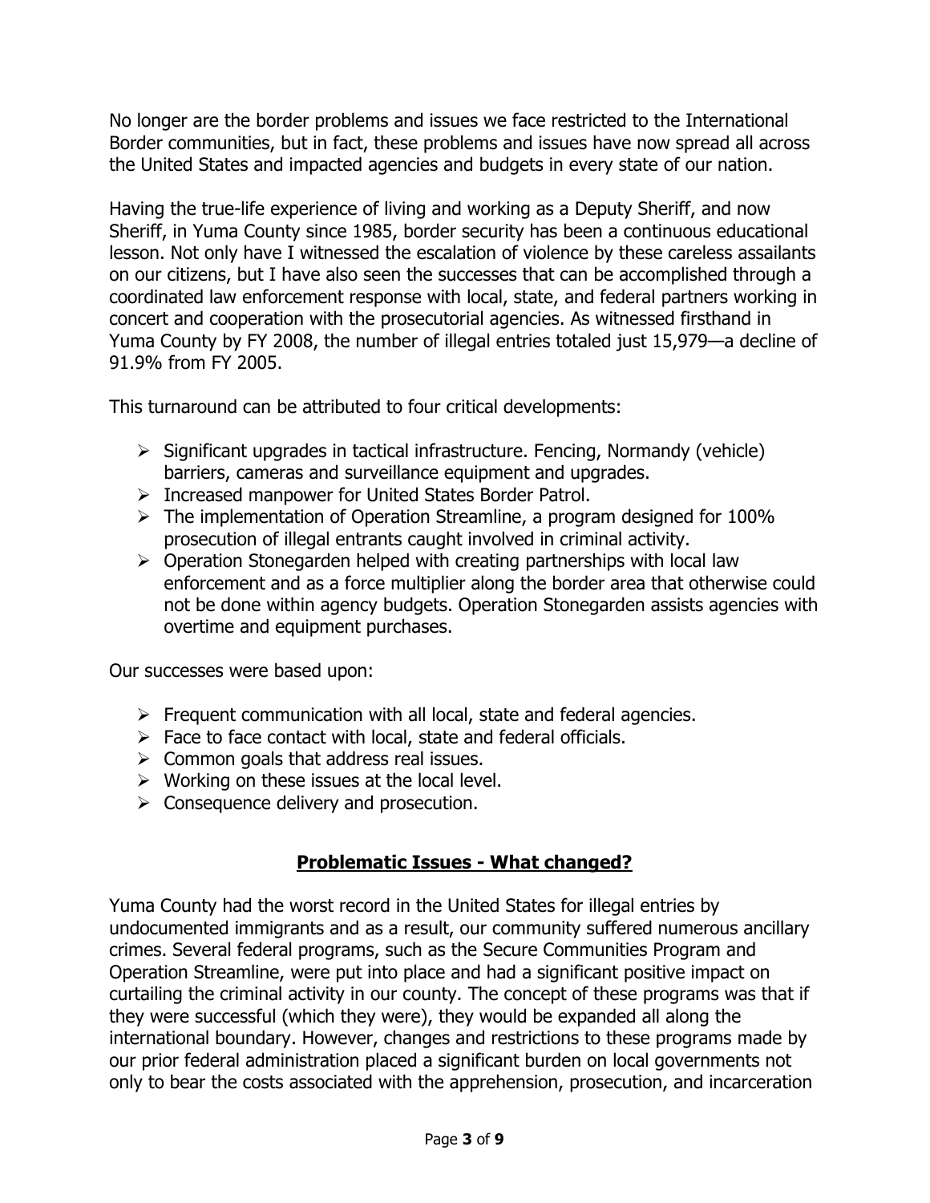No longer are the border problems and issues we face restricted to the International Border communities, but in fact, these problems and issues have now spread all across the United States and impacted agencies and budgets in every state of our nation.

Having the true-life experience of living and working as a Deputy Sheriff, and now Sheriff, in Yuma County since 1985, border security has been a continuous educational lesson. Not only have I witnessed the escalation of violence by these careless assailants on our citizens, but I have also seen the successes that can be accomplished through a coordinated law enforcement response with local, state, and federal partners working in concert and cooperation with the prosecutorial agencies. As witnessed firsthand in Yuma County by FY 2008, the number of illegal entries totaled just 15,979—a decline of 91.9% from FY 2005.

This turnaround can be attributed to four critical developments:

- Significant upgrades in tactical infrastructure. Fencing, Normandy (vehicle) barriers, cameras and surveillance equipment and upgrades.
- Increased manpower for United States Border Patrol.
- The implementation of Operation Streamline, a program designed for 100% prosecution of illegal entrants caught involved in criminal activity.
- Operation Stonegarden helped with creating partnerships with local law enforcement and as a force multiplier along the border area that otherwise could not be done within agency budgets. Operation Stonegarden assists agencies with overtime and equipment purchases.

Our successes were based upon:

- Frequent communication with all local, state and federal agencies.
- Face to face contact with local, state and federal officials.
- Common goals that address real issues.
- Working on these issues at the local level.
- Consequence delivery and prosecution.

## Problematic Issues - What changed?

Yuma County had the worst record in the United States for illegal entries by undocumented immigrants and as a result, our community suffered numerous ancillary crimes. Several federal programs, such as the Secure Communities Program and Operation Streamline, were put into place and had a significant positive impact on curtailing the criminal activity in our county. The concept of these programs was that if they were successful (which they were), they would be expanded all along the international boundary. However, changes and restrictions to these programs made by our prior federal administration placed a significant burden on local governments not only to bear the costs associated with the apprehension, prosecution, and incarceration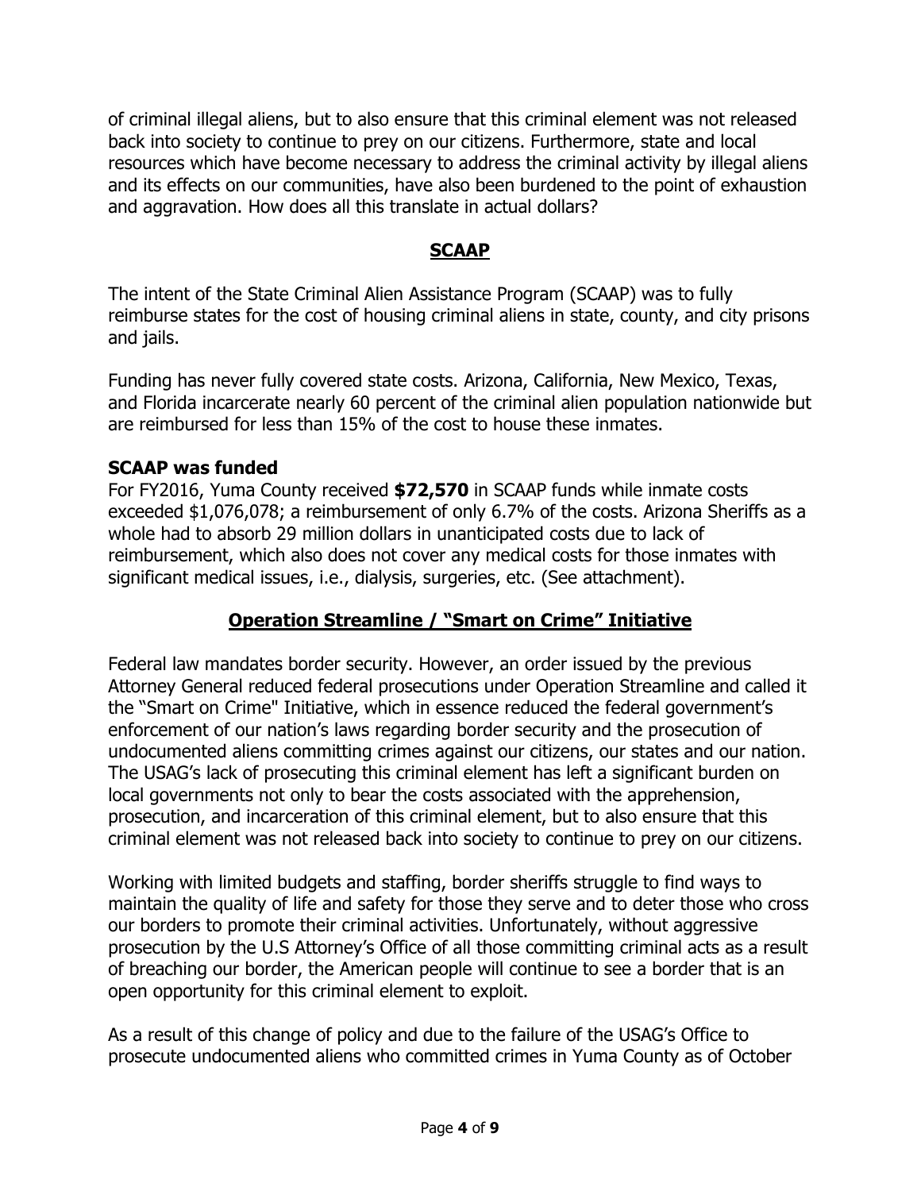of criminal illegal aliens, but to also ensure that this criminal element was not released back into society to continue to prey on our citizens. Furthermore, state and local resources which have become necessary to address the criminal activity by illegal aliens and its effects on our communities, have also been burdened to the point of exhaustion and aggravation. How does all this translate in actual dollars?

## SCAAP

The intent of the State Criminal Alien Assistance Program (SCAAP) was to fully reimburse states for the cost of housing criminal aliens in state, county, and city prisons and jails.

Funding has never fully covered state costs. Arizona, California, New Mexico, Texas, and Florida incarcerate nearly 60 percent of the criminal alien population nationwide but are reimbursed for less than 15% of the cost to house these inmates.

**SCAAP was funded**

For FY2016, Yuma County received **$72,570** in SCAAP funds while inmate costs exceeded $1,076,078; a reimbursement of only 6.7% of the costs. Arizona Sheriffs as a whole had to absorb 29 million dollars in unanticipated costs due to lack of reimbursement, which also does not cover any medical costs for those inmates with significant medical issues, i.e., dialysis, surgeries, etc. (See attachment).

## Operation Streamline / "Smart on Crime" Initiative

Federal law mandates border security. However, an order issued by the previous Attorney General reduced federal prosecutions under Operation Streamline and called it the "Smart on Crime" Initiative, which in essence reduced the federal government's enforcement of our nation's laws regarding border security and the prosecution of undocumented aliens committing crimes against our citizens, our states and our nation. The USAG's lack of prosecuting this criminal element has left a significant burden on local governments not only to bear the costs associated with the apprehension, prosecution, and incarceration of this criminal element, but to also ensure that this criminal element was not released back into society to continue to prey on our citizens.

Working with limited budgets and staffing, border sheriffs struggle to find ways to maintain the quality of life and safety for those they serve and to deter those who cross our borders to promote their criminal activities. Unfortunately, without aggressive prosecution by the U.S Attorney's Office of all those committing criminal acts as a result of breaching our border, the American people will continue to see a border that is an open opportunity for this criminal element to exploit.

As a result of this change of policy and due to the failure of the USAG's Office to prosecute undocumented aliens who committed crimes in Yuma County as of October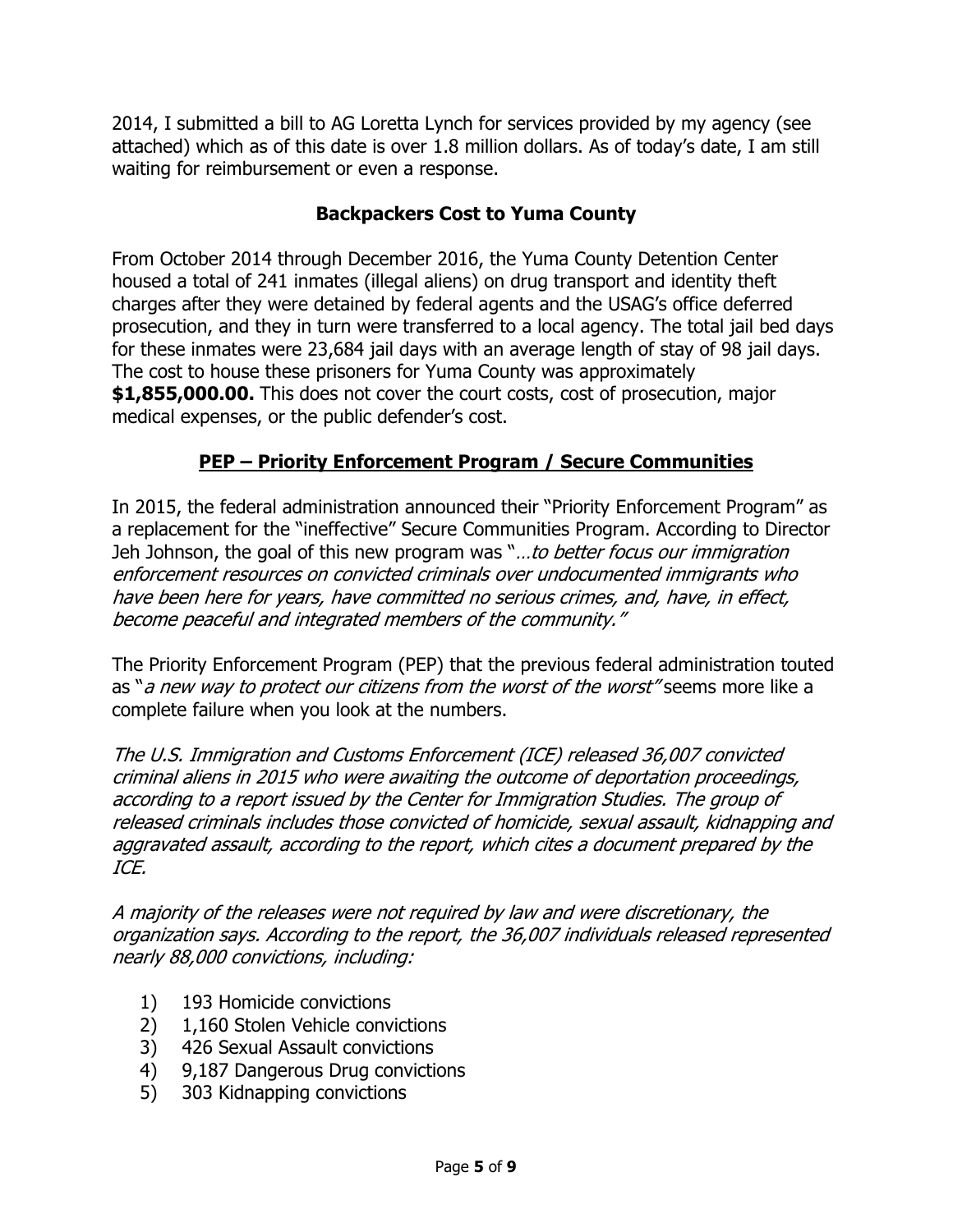2014, I submitted a bill to AG Loretta Lynch for services provided by my agency (see attached) which as of this date is over 1.8 million dollars. As of today's date, I am still waiting for reimbursement or even a response.

## Backpackers Cost to Yuma County

From October 2014 through December 2016, the Yuma County Detention Center housed a total of 241 inmates (illegal aliens) on drug transport and identity theft charges after they were detained by federal agents and the USAG's office deferred prosecution, and they in turn were transferred to a local agency. The total jail bed days for these inmates were 23,684 jail days with an average length of stay of 98 jail days. The cost to house these prisoners for Yuma County was approximately **$1,855,000.00.** This does not cover the court costs, cost of prosecution, major medical expenses, or the public defender's cost.

## PEP – Priority Enforcement Program / Secure Communities

In 2015, the federal administration announced their "Priority Enforcement Program" as a replacement for the "ineffective" Secure Communities Program. According to Director Jeh Johnson, the goal of this new program was "*…to better focus our immigration enforcement resources on convicted criminals over undocumented immigrants who have been here for years, have committed no serious crimes, and, have, in effect, become peaceful and integrated members of the community."*

The Priority Enforcement Program (PEP) that the previous federal administration touted as "*a new way to protect our citizens from the worst of the worst"* seems more like a complete failure when you look at the numbers.

*The U.S. Immigration and Customs Enforcement (ICE) released 36,007 convicted criminal aliens in 2015 who were awaiting the outcome of deportation proceedings, according to a report issued by the Center for Immigration Studies. The group of released criminals includes those convicted of homicide, sexual assault, kidnapping and aggravated assault, according to the report, which cites a document prepared by the ICE.*

*A majority of the releases were not required by law and were discretionary, the organization says. According to the report, the 36,007 individuals released represented nearly 88,000 convictions, including:*

1) 193 Homicide convictions
2) 1,160 Stolen Vehicle convictions
3) 426 Sexual Assault convictions
4) 9,187 Dangerous Drug convictions
5) 303 Kidnapping convictions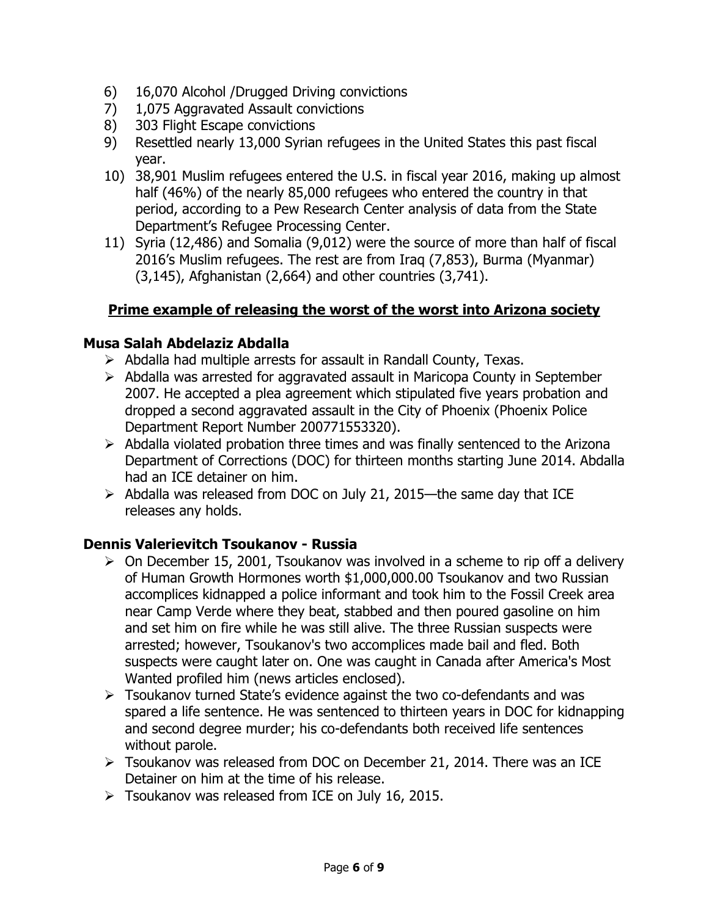6) 16,070 Alcohol /Drugged Driving convictions
7) 1,075 Aggravated Assault convictions
8) 303 Flight Escape convictions
9) Resettled nearly 13,000 Syrian refugees in the United States this past fiscal year.
10) 38,901 Muslim refugees entered the U.S. in fiscal year 2016, making up almost half (46%) of the nearly 85,000 refugees who entered the country in that period, according to a Pew Research Center analysis of data from the State Department's Refugee Processing Center.
11) Syria (12,486) and Somalia (9,012) were the source of more than half of fiscal 2016's Muslim refugees. The rest are from Iraq (7,853), Burma (Myanmar) (3,145), Afghanistan (2,664) and other countries (3,741).

## Prime example of releasing the worst of the worst into Arizona society

### Musa Salah Abdelaziz Abdalla

- Abdalla had multiple arrests for assault in Randall County, Texas.
- Abdalla was arrested for aggravated assault in Maricopa County in September 2007. He accepted a plea agreement which stipulated five years probation and dropped a second aggravated assault in the City of Phoenix (Phoenix Police Department Report Number 200771553320).
- Abdalla violated probation three times and was finally sentenced to the Arizona Department of Corrections (DOC) for thirteen months starting June 2014. Abdalla had an ICE detainer on him.
- Abdalla was released from DOC on July 21, 2015—the same day that ICE releases any holds.

### Dennis Valerievitch Tsoukanov - Russia

- On December 15, 2001, Tsoukanov was involved in a scheme to rip off a delivery of Human Growth Hormones worth $1,000,000.00 Tsoukanov and two Russian accomplices kidnapped a police informant and took him to the Fossil Creek area near Camp Verde where they beat, stabbed and then poured gasoline on him and set him on fire while he was still alive. The three Russian suspects were arrested; however, Tsoukanov's two accomplices made bail and fled. Both suspects were caught later on. One was caught in Canada after America's Most Wanted profiled him (news articles enclosed).
- Tsoukanov turned State's evidence against the two co-defendants and was spared a life sentence. He was sentenced to thirteen years in DOC for kidnapping and second degree murder; his co-defendants both received life sentences without parole.
- Tsoukanov was released from DOC on December 21, 2014. There was an ICE Detainer on him at the time of his release.
- Tsoukanov was released from ICE on July 16, 2015.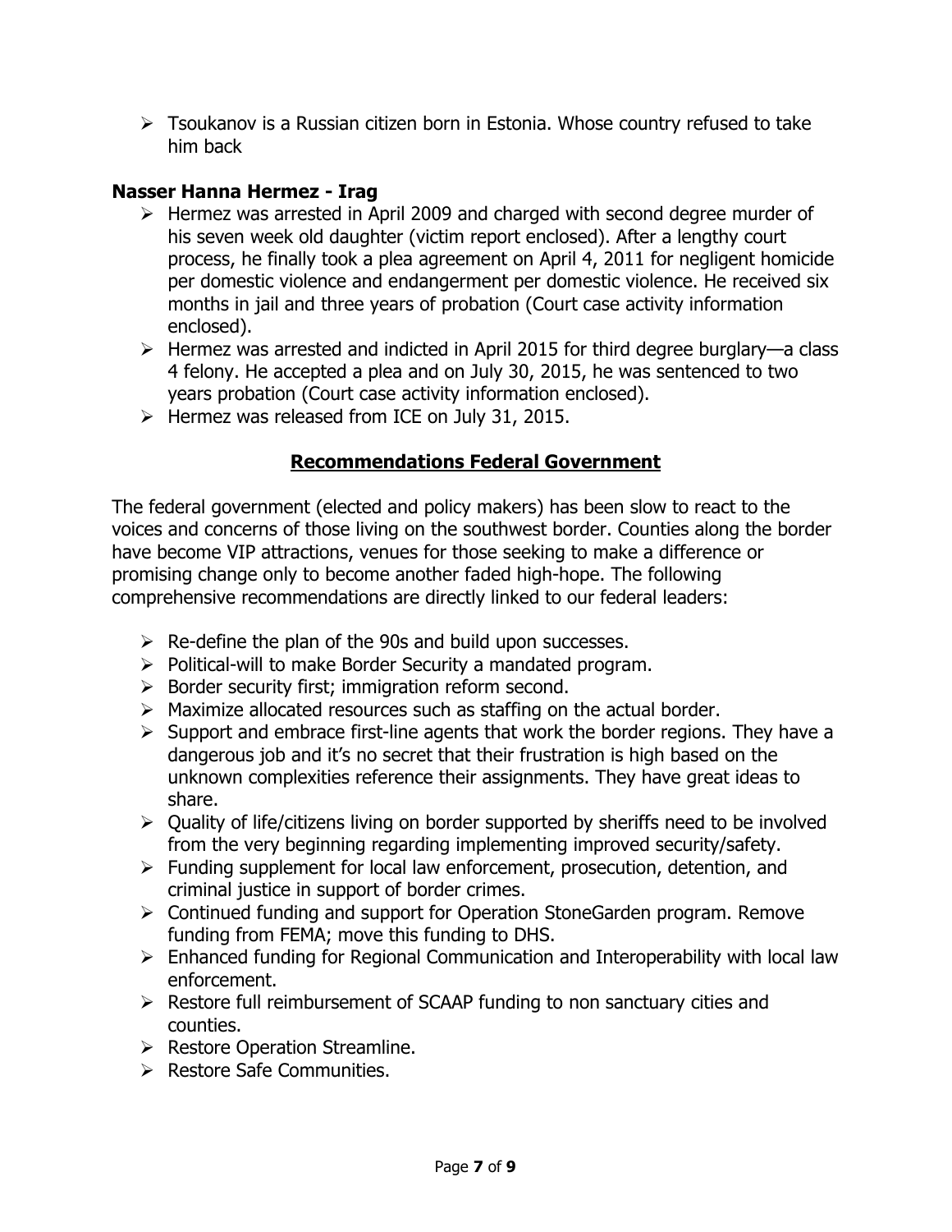- Tsoukanov is a Russian citizen born in Estonia. Whose country refused to take him back

**Nasser Hanna Hermez - Irag**

- Hermez was arrested in April 2009 and charged with second degree murder of his seven week old daughter (victim report enclosed). After a lengthy court process, he finally took a plea agreement on April 4, 2011 for negligent homicide per domestic violence and endangerment per domestic violence. He received six months in jail and three years of probation (Court case activity information enclosed).
- Hermez was arrested and indicted in April 2015 for third degree burglary—a class 4 felony. He accepted a plea and on July 30, 2015, he was sentenced to two years probation (Court case activity information enclosed).
- Hermez was released from ICE on July 31, 2015.

## Recommendations Federal Government

The federal government (elected and policy makers) has been slow to react to the voices and concerns of those living on the southwest border. Counties along the border have become VIP attractions, venues for those seeking to make a difference or promising change only to become another faded high-hope. The following comprehensive recommendations are directly linked to our federal leaders:

- Re-define the plan of the 90s and build upon successes.
- Political-will to make Border Security a mandated program.
- Border security first; immigration reform second.
- Maximize allocated resources such as staffing on the actual border.
- Support and embrace first-line agents that work the border regions. They have a dangerous job and it's no secret that their frustration is high based on the unknown complexities reference their assignments. They have great ideas to share.
- Quality of life/citizens living on border supported by sheriffs need to be involved from the very beginning regarding implementing improved security/safety.
- Funding supplement for local law enforcement, prosecution, detention, and criminal justice in support of border crimes.
- Continued funding and support for Operation StoneGarden program. Remove funding from FEMA; move this funding to DHS.
- Enhanced funding for Regional Communication and Interoperability with local law enforcement.
- Restore full reimbursement of SCAAP funding to non sanctuary cities and counties.
- Restore Operation Streamline.
- Restore Safe Communities.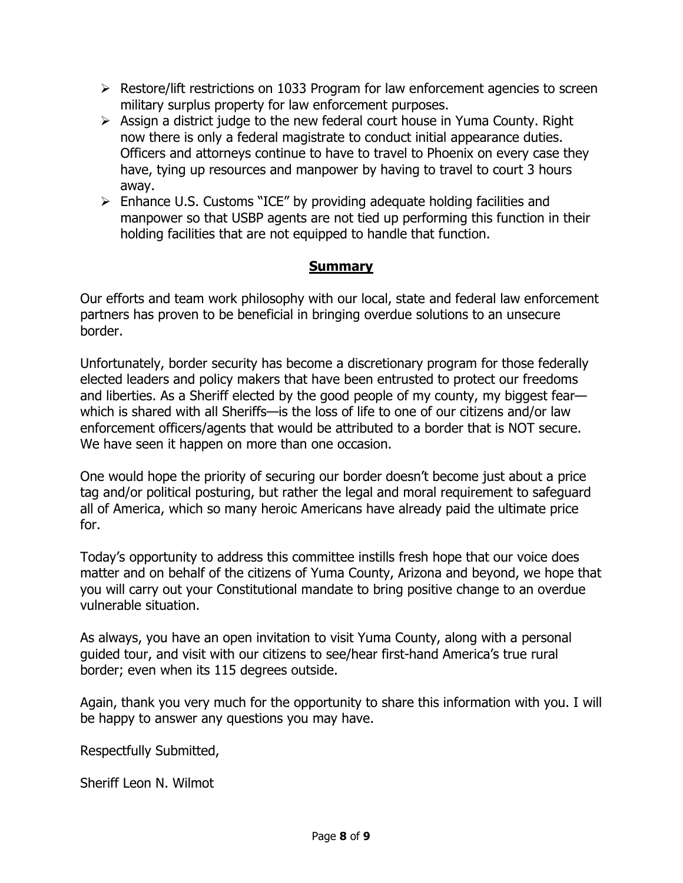- Restore/lift restrictions on 1033 Program for law enforcement agencies to screen military surplus property for law enforcement purposes.
- Assign a district judge to the new federal court house in Yuma County. Right now there is only a federal magistrate to conduct initial appearance duties. Officers and attorneys continue to have to travel to Phoenix on every case they have, tying up resources and manpower by having to travel to court 3 hours away.
- Enhance U.S. Customs "ICE" by providing adequate holding facilities and manpower so that USBP agents are not tied up performing this function in their holding facilities that are not equipped to handle that function.

## Summary

Our efforts and team work philosophy with our local, state and federal law enforcement partners has proven to be beneficial in bringing overdue solutions to an unsecure border.

Unfortunately, border security has become a discretionary program for those federally elected leaders and policy makers that have been entrusted to protect our freedoms and liberties. As a Sheriff elected by the good people of my county, my biggest fear—which is shared with all Sheriffs—is the loss of life to one of our citizens and/or law enforcement officers/agents that would be attributed to a border that is NOT secure. We have seen it happen on more than one occasion.

One would hope the priority of securing our border doesn't become just about a price tag and/or political posturing, but rather the legal and moral requirement to safeguard all of America, which so many heroic Americans have already paid the ultimate price for.

Today's opportunity to address this committee instills fresh hope that our voice does matter and on behalf of the citizens of Yuma County, Arizona and beyond, we hope that you will carry out your Constitutional mandate to bring positive change to an overdue vulnerable situation.

As always, you have an open invitation to visit Yuma County, along with a personal guided tour, and visit with our citizens to see/hear first-hand America's true rural border; even when its 115 degrees outside.

Again, thank you very much for the opportunity to share this information with you. I will be happy to answer any questions you may have.

Respectfully Submitted,

Sheriff Leon N. Wilmot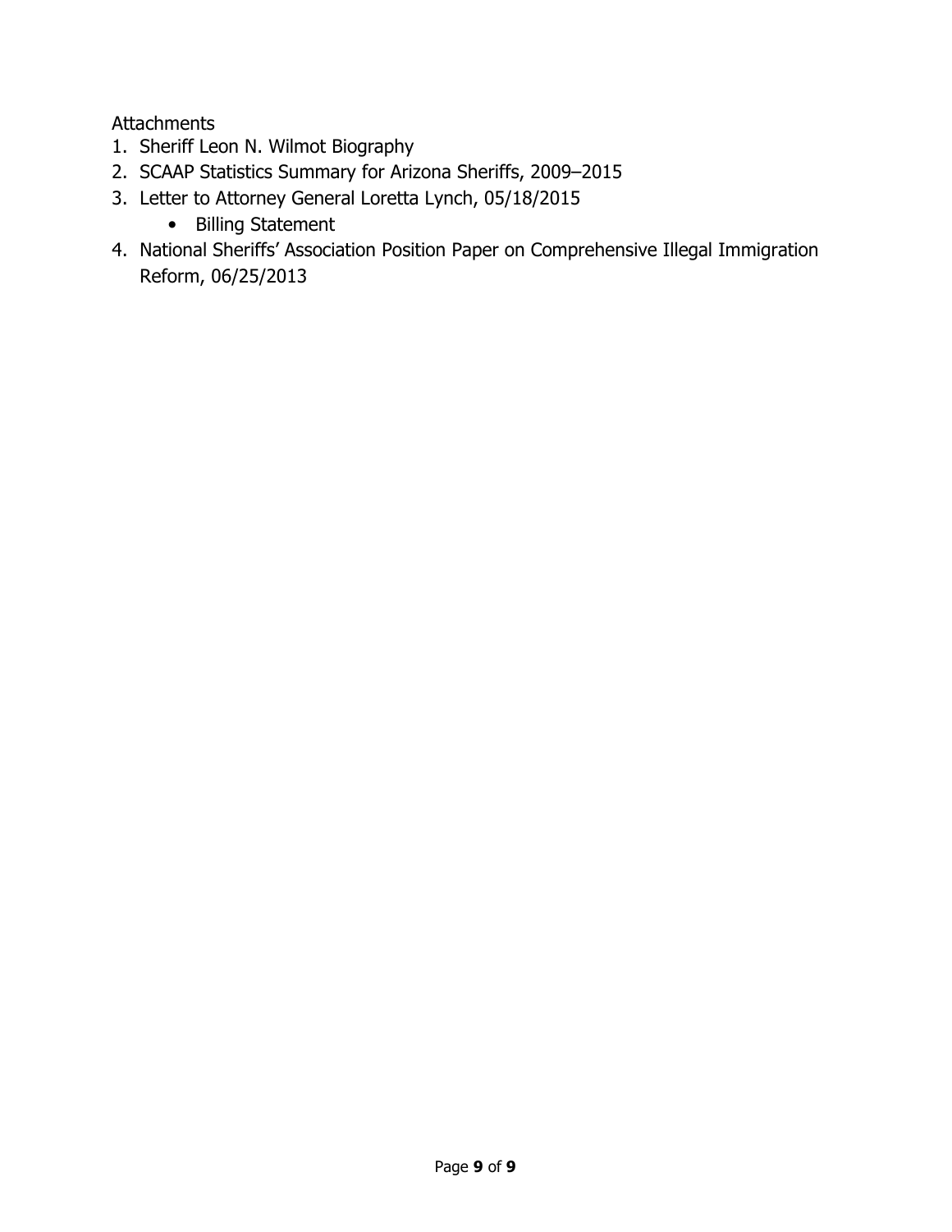Attachments

1. Sheriff Leon N. Wilmot Biography
2. SCAAP Statistics Summary for Arizona Sheriffs, 2009–2015
3. Letter to Attorney General Loretta Lynch, 05/18/2015
    - Billing Statement
4. National Sheriffs' Association Position Paper on Comprehensive Illegal Immigration Reform, 06/25/2013